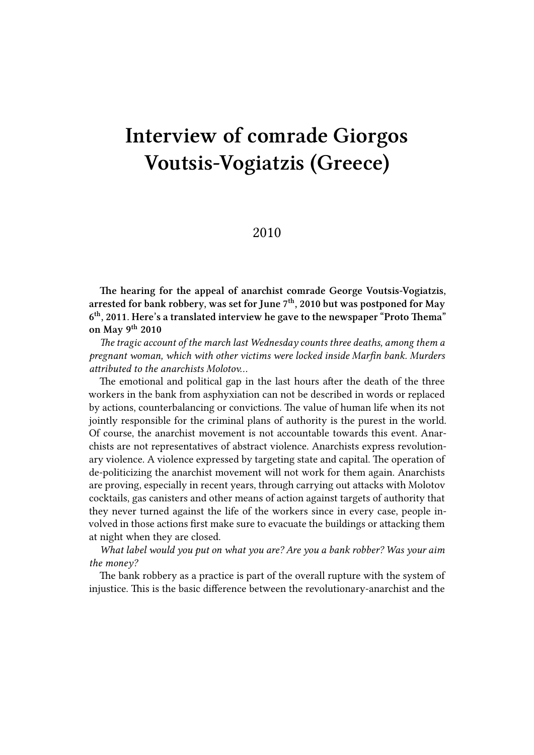# Interview of comrade Giorgos Voutsis-Vogiatzis (Greece)

2010

**The hearing for the appeal of anarchist comrade George Voutsis-Vogiatzis, arrested for bank robbery, was set for June 7th, 2010 but was postponed for May 6th, 2011. Here's a translated interview he gave to the newspaper "Proto Thema" on May 9th 2010**

*The tragic account of the march last Wednesday counts three deaths, among them a pregnant woman, which with other victims were locked inside Marfin bank. Murders attributed to the anarchists Molotov…*

The emotional and political gap in the last hours after the death of the three workers in the bank from asphyxiation can not be described in words or replaced by actions, counterbalancing or convictions. The value of human life when its not jointly responsible for the criminal plans of authority is the purest in the world. Of course, the anarchist movement is not accountable towards this event. Anarchists are not representatives of abstract violence. Anarchists express revolutionary violence. A violence expressed by targeting state and capital. The operation of de-politicizing the anarchist movement will not work for them again. Anarchists are proving, especially in recent years, through carrying out attacks with Molotov cocktails, gas canisters and other means of action against targets of authority that they never turned against the life of the workers since in every case, people involved in those actions first make sure to evacuate the buildings or attacking them at night when they are closed.

*What label would you put on what you are? Are you a bank robber? Was your aim the money?*

The bank robbery as a practice is part of the overall rupture with the system of injustice. This is the basic difference between the revolutionary-anarchist and the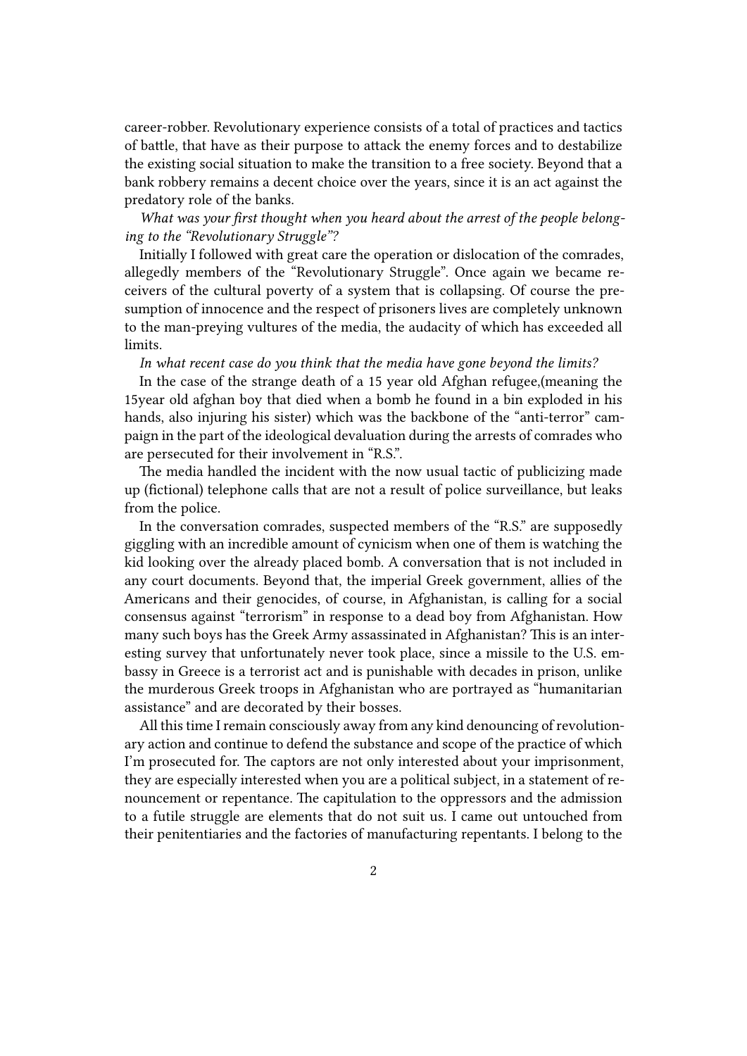career-robber. Revolutionary experience consists of a total of practices and tactics of battle, that have as their purpose to attack the enemy forces and to destabilize the existing social situation to make the transition to a free society. Beyond that a bank robbery remains a decent choice over the years, since it is an act against the predatory role of the banks.

*What was your first thought when you heard about the arrest of the people belonging to the "Revolutionary Struggle"?*

Initially I followed with great care the operation or dislocation of the comrades, allegedly members of the "Revolutionary Struggle". Once again we became receivers of the cultural poverty of a system that is collapsing. Of course the presumption of innocence and the respect of prisoners lives are completely unknown to the man-preying vultures of the media, the audacity of which has exceeded all limits.

*In what recent case do you think that the media have gone beyond the limits?*

In the case of the strange death of a 15 year old Afghan refugee,(meaning the 15year old afghan boy that died when a bomb he found in a bin exploded in his hands, also injuring his sister) which was the backbone of the "anti-terror" campaign in the part of the ideological devaluation during the arrests of comrades who are persecuted for their involvement in "R.S.".

The media handled the incident with the now usual tactic of publicizing made up (fictional) telephone calls that are not a result of police surveillance, but leaks from the police.

In the conversation comrades, suspected members of the "R.S." are supposedly giggling with an incredible amount of cynicism when one of them is watching the kid looking over the already placed bomb. A conversation that is not included in any court documents. Beyond that, the imperial Greek government, allies of the Americans and their genocides, of course, in Afghanistan, is calling for a social consensus against "terrorism" in response to a dead boy from Afghanistan. How many such boys has the Greek Army assassinated in Afghanistan? This is an interesting survey that unfortunately never took place, since a missile to the U.S. embassy in Greece is a terrorist act and is punishable with decades in prison, unlike the murderous Greek troops in Afghanistan who are portrayed as "humanitarian assistance" and are decorated by their bosses.

All this time I remain consciously away from any kind denouncing of revolutionary action and continue to defend the substance and scope of the practice of which I'm prosecuted for. The captors are not only interested about your imprisonment, they are especially interested when you are a political subject, in a statement of renouncement or repentance. The capitulation to the oppressors and the admission to a futile struggle are elements that do not suit us. I came out untouched from their penitentiaries and the factories of manufacturing repentants. I belong to the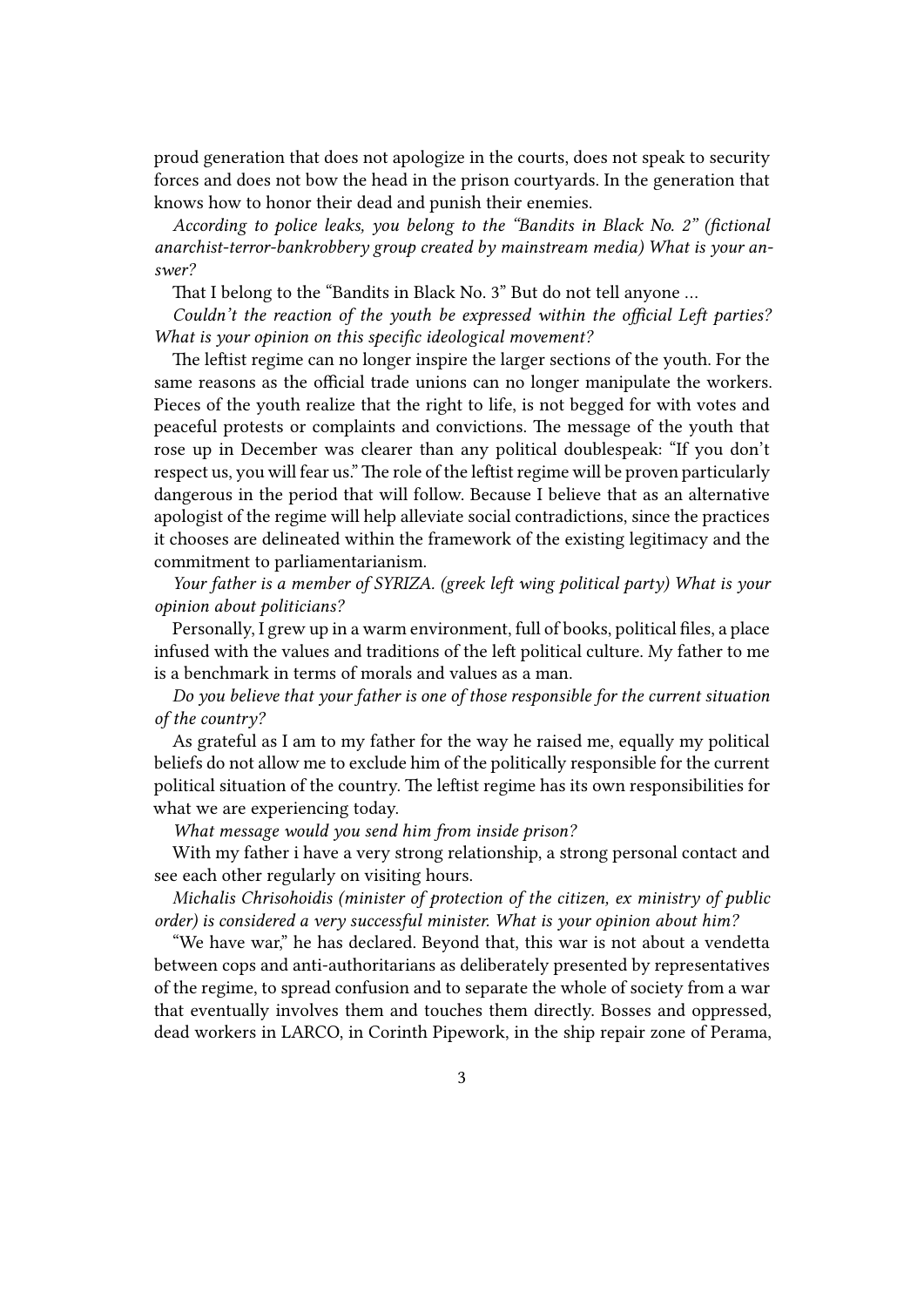proud generation that does not apologize in the courts, does not speak to security forces and does not bow the head in the prison courtyards. In the generation that knows how to honor their dead and punish their enemies.

*According to police leaks, you belong to the "Bandits in Black No. 2" (fictional anarchist-terror-bankrobbery group created by mainstream media) What is your answer?*

That I belong to the "Bandits in Black No. 3" But do not tell anyone …

*Couldn't the reaction of the youth be expressed within the official Left parties? What is your opinion on this specific ideological movement?*

The leftist regime can no longer inspire the larger sections of the youth. For the same reasons as the official trade unions can no longer manipulate the workers. Pieces of the youth realize that the right to life, is not begged for with votes and peaceful protests or complaints and convictions. The message of the youth that rose up in December was clearer than any political doublespeak: "If you don't respect us, you will fear us." The role of the leftist regime will be proven particularly dangerous in the period that will follow. Because I believe that as an alternative apologist of the regime will help alleviate social contradictions, since the practices it chooses are delineated within the framework of the existing legitimacy and the commitment to parliamentarianism.

*Your father is a member of SYRIZA. (greek left wing political party) What is your opinion about politicians?*

Personally, I grew up in a warm environment, full of books, political files, a place infused with the values and traditions of the left political culture. My father to me is a benchmark in terms of morals and values as a man.

*Do you believe that your father is one of those responsible for the current situation of the country?*

As grateful as I am to my father for the way he raised me, equally my political beliefs do not allow me to exclude him of the politically responsible for the current political situation of the country. The leftist regime has its own responsibilities for what we are experiencing today.

*What message would you send him from inside prison?*

With my father i have a very strong relationship, a strong personal contact and see each other regularly on visiting hours.

*Michalis Chrisohoidis (minister of protection of the citizen, ex ministry of public order) is considered a very successful minister. What is your opinion about him?*

"We have war," he has declared. Beyond that, this war is not about a vendetta between cops and anti-authoritarians as deliberately presented by representatives of the regime, to spread confusion and to separate the whole of society from a war that eventually involves them and touches them directly. Bosses and oppressed, dead workers in LARCO, in Corinth Pipework, in the ship repair zone of Perama,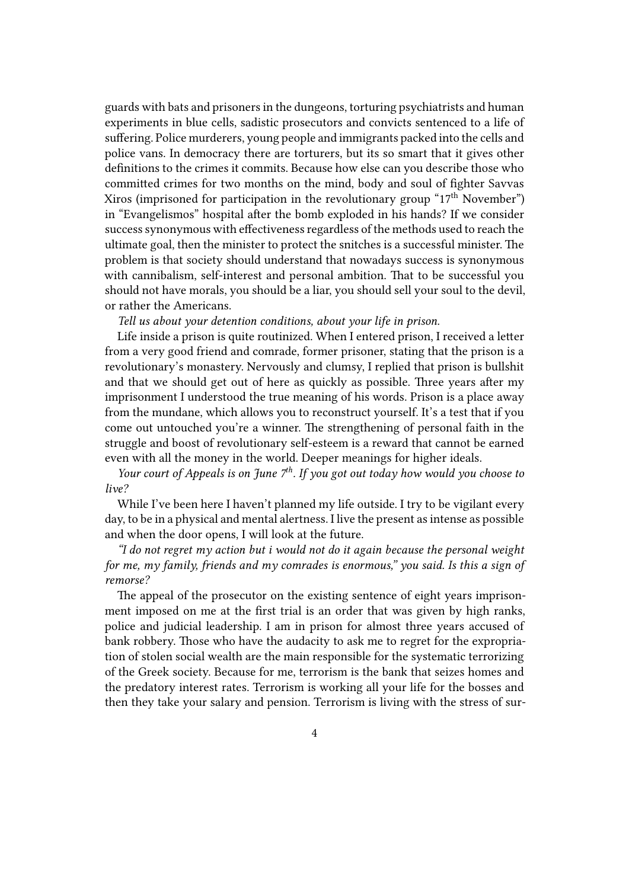guards with bats and prisoners in the dungeons, torturing psychiatrists and human experiments in blue cells, sadistic prosecutors and convicts sentenced to a life of suffering. Police murderers, young people and immigrants packed into the cells and police vans. In democracy there are torturers, but its so smart that it gives other definitions to the crimes it commits. Because how else can you describe those who committed crimes for two months on the mind, body and soul of fighter Savvas Xiros (imprisoned for participation in the revolutionary group "17th November") in "Evangelismos" hospital after the bomb exploded in his hands? If we consider success synonymous with effectiveness regardless of the methods used to reach the ultimate goal, then the minister to protect the snitches is a successful minister. The problem is that society should understand that nowadays success is synonymous with cannibalism, self-interest and personal ambition. That to be successful you should not have morals, you should be a liar, you should sell your soul to the devil, or rather the Americans.

*Tell us about your detention conditions, about your life in prison.*

Life inside a prison is quite routinized. When I entered prison, I received a letter from a very good friend and comrade, former prisoner, stating that the prison is a revolutionary's monastery. Nervously and clumsy, I replied that prison is bullshit and that we should get out of here as quickly as possible. Three years after my imprisonment I understood the true meaning of his words. Prison is a place away from the mundane, which allows you to reconstruct yourself. It's a test that if you come out untouched you're a winner. The strengthening of personal faith in the struggle and boost of revolutionary self-esteem is a reward that cannot be earned even with all the money in the world. Deeper meanings for higher ideals.

*Your court of Appeals is on June 7th. If you got out today how would you choose to live?*

While I've been here I haven't planned my life outside. I try to be vigilant every day, to be in a physical and mental alertness. I live the present as intense as possible and when the door opens, I will look at the future.

*"I do not regret my action but i would not do it again because the personal weight for me, my family, friends and my comrades is enormous," you said. Is this a sign of remorse?*

The appeal of the prosecutor on the existing sentence of eight years imprisonment imposed on me at the first trial is an order that was given by high ranks, police and judicial leadership. I am in prison for almost three years accused of bank robbery. Those who have the audacity to ask me to regret for the expropriation of stolen social wealth are the main responsible for the systematic terrorizing of the Greek society. Because for me, terrorism is the bank that seizes homes and the predatory interest rates. Terrorism is working all your life for the bosses and then they take your salary and pension. Terrorism is living with the stress of sur-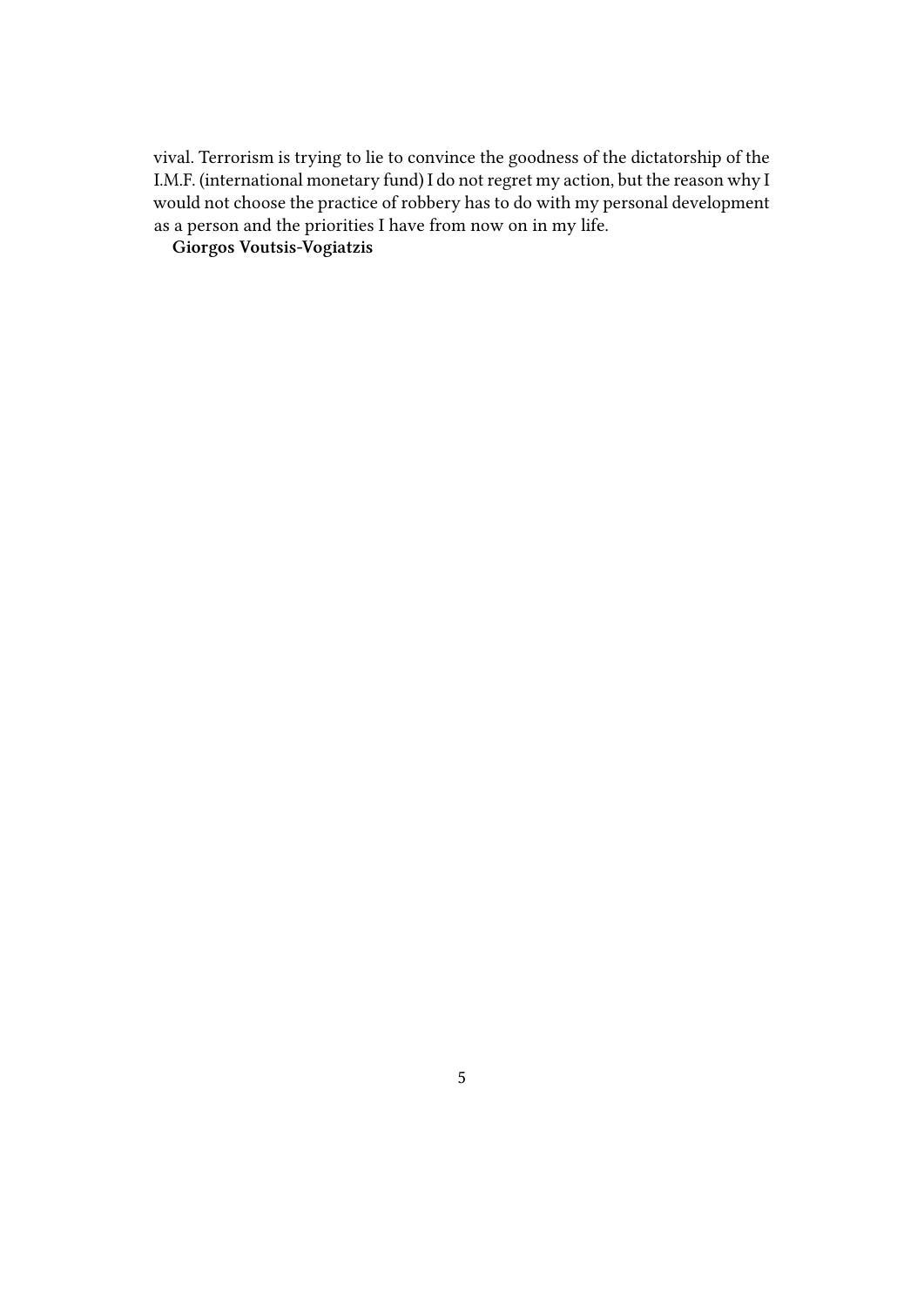vival. Terrorism is trying to lie to convince the goodness of the dictatorship of the I.M.F. (international monetary fund) I do not regret my action, but the reason why I would not choose the practice of robbery has to do with my personal development as a person and the priorities I have from now on in my life.

**Giorgos Voutsis-Vogiatzis**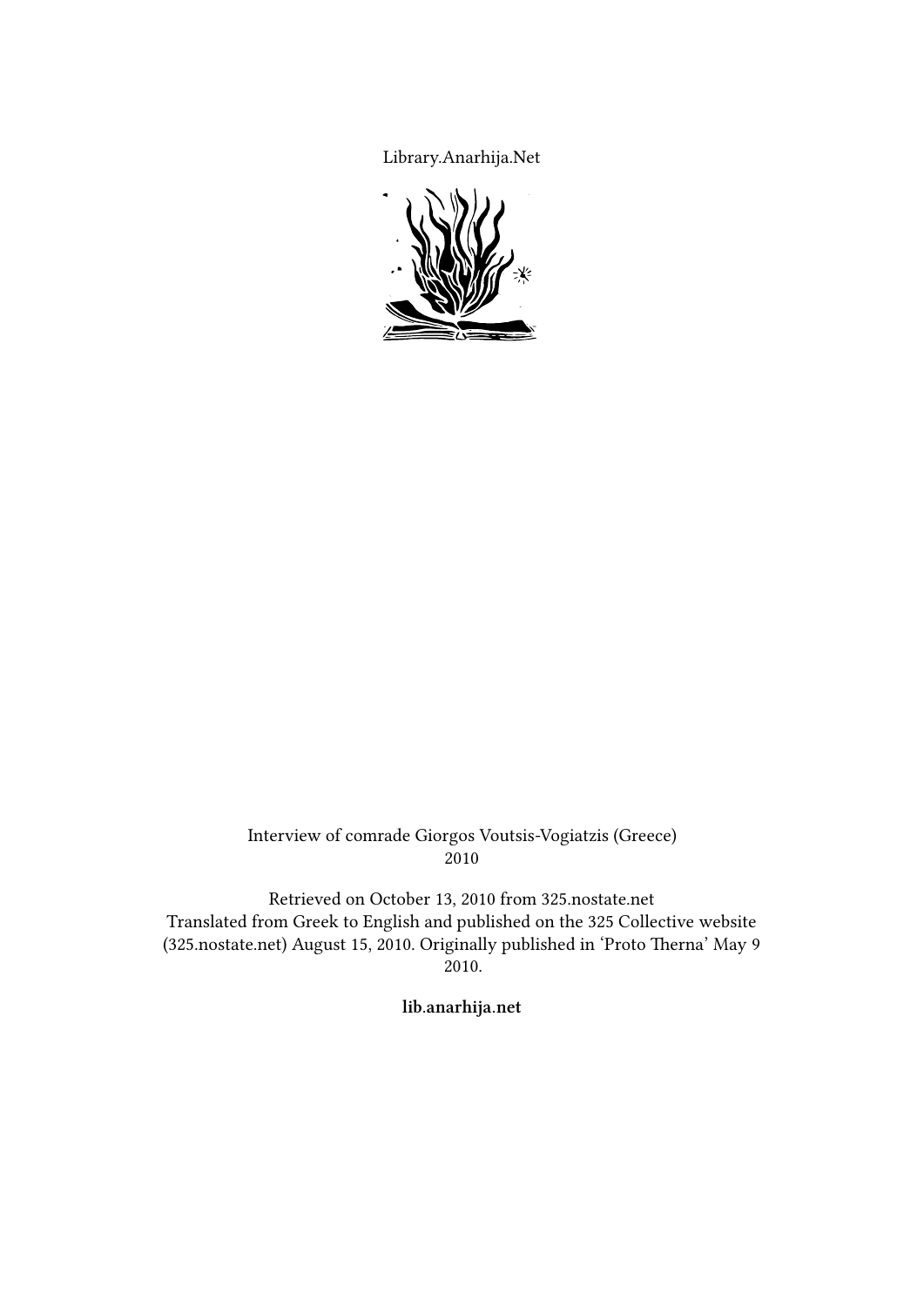Library.Anarhija.Net

Interview of comrade Giorgos Voutsis-Vogiatzis (Greece)
2010

Retrieved on October 13, 2010 from 325.nostate.net
Translated from Greek to English and published on the 325 Collective website (325.nostate.net) August 15, 2010. Originally published in 'Proto Therna' May 9 2010.

**lib.anarhija.net**